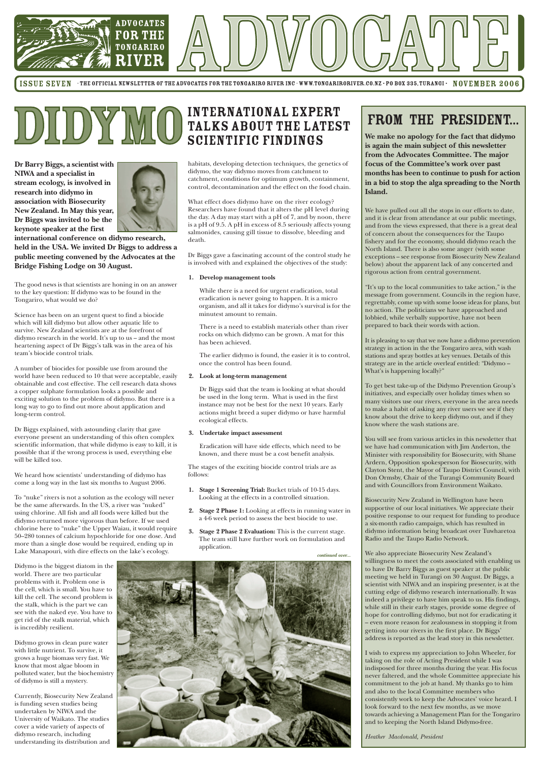# ADVOCATE

**ISSUE SEVEN** · THE OFFICIAL NEWSLETTER OF THE ADVOCATES FOR THE TONGARIRO RIVER INC · WWW.TONGARIRORIVER.CO.NZ · PO BOX 335, TURANGI · **NOVEMBER 2006**

# DIDYMO

## INTERNATIONAL EXPERT TALKS ABOUT THE LATEST SCIENTIFIC FINDINGS

**Dr Barry Biggs, a scientist with NIWA and a specialist in stream ecology, is involved in research into didymo in association with Biosecurity New Zealand. In May this year, Dr Biggs was invited to be the keynote speaker at the first international conference on didymo research, held in the USA. We invited Dr Biggs to address a public meeting convened by the Advocates at the Bridge Fishing Lodge on 30 August.**

The good news is that scientists are honing in on an answer to the key question: If didymo was to be found in the Tongariro, what would we do?

Science has been on an urgent quest to find a biocide which will kill didymo but allow other aquatic life to survive. New Zealand scientists are at the forefront of didymo research in the world. It's up to us – and the most heartening aspect of Dr Biggs's talk was in the area of his team's biocide control trials.

A number of biocides for possible use from around the world have been reduced to 10 that were acceptable, easily obtainable and cost effective. The cell research data shows a copper sulphate formulation looks a possible and exciting solution to the problem of didymo. But there is a long way to go to find out more about application and long-term control.

Dr Biggs explained, with astounding clarity that gave everyone present an understanding of this often complex scientific information, that while didymo is easy to kill, it is possible that if the wrong process is used, everything else will be killed too.

We heard how scientists' understanding of didymo has come a long way in the last six months to August 2006.

To "nuke" rivers is not a solution as the ecology will never be the same afterwards. In the US, a river was "nuked" using chlorine. All fish and all foods were killed but the didymo returned more vigorous than before. If we used chlorine here to "nuke" the Upper Waiau, it would require 50–280 tonnes of calcium hypochloride for one dose. And more than a single dose would be required, ending up in Lake Manapouri, with dire effects on the lake's ecology.

Didymo is the biggest diatom in the world. There are two particular problems with it. Problem one is the cell, which is small. You have to kill the cell. The second problem is the stalk, which is the part we can see with the naked eye. You have to get rid of the stalk material, which is incredibly resilient.

Didymo grows in clean pure water with little nutrient. To survive, it grows a huge biomass very fast. We know that most algae bloom in polluted water, but the biochemistry of didymo is still a mystery.

Currently, Biosecurity New Zealand is funding seven studies being undertaken by NIWA and the University of Waikato. The studies cover a wide variety of aspects of didymo research, including understanding its distribution and habitats, developing detection techniques, the genetics of didymo, the way didymo moves from catchment to catchment, conditions for optimum growth, containment, control, decontamination and the effect on the food chain.

What effect does didymo have on the river ecology? Researchers have found that it alters the pH level during the day. A day may start with a pH of 7, and by noon, there is a pH of 9.5. A pH in excess of 8.5 seriously affects young salmonides, causing gill tissue to dissolve, bleeding and death.

Dr Biggs gave a fascinating account of the control study he is involved with and explained the objectives of the study:

1. **Develop management tools**

   While there is a need for urgent eradication, total eradication is never going to happen. It is a micro organism, and all it takes for didymo's survival is for the minutest amount to remain.

   There is a need to establish materials other than river rocks on which didymo can be grown. A mat for this has been achieved.

   The earlier didymo is found, the easier it is to control, once the control has been found.

2. **Look at long-term management**

   Dr Biggs said that the team is looking at what should be used in the long term. What is used in the first instance may not be best for the next 10 years. Early actions might breed a super didymo or have harmful ecological effects.

3. **Undertake impact assessment**

   Eradication will have side effects, which need to be known, and there must be a cost benefit analysis.

The stages of the exciting biocide control trials are as follows:

1. **Stage 1 Screening Trial:** Bucket trials of 10-15 days. Looking at the effects in a controlled situation.
2. **Stage 2 Phase 1:** Looking at effects in running water in a 4-6 week period to assess the best biocide to use.
3. **Stage 2 Phase 2 Evaluation:** This is the current stage. The team still have further work on formulation and application.

*continued over...*

## FROM THE PRESIDENT...

**We make no apology for the fact that didymo is again the main subject of this newsletter from the Advocates Committee. The major focus of the Committee's work over past months has been to continue to push for action in a bid to stop the alga spreading to the North Island.**

We have pulled out all the stops in our efforts to date, and it is clear from attendance at our public meetings, and from the views expressed, that there is a great deal of concern about the consequences for the Taupo fishery and for the economy, should didymo reach the North Island. There is also some anger (with some exceptions – see response from Biosecurity New Zealand below) about the apparent lack of any concerted and rigorous action from central government.

"It's up to the local communities to take action," is the message from government. Councils in the region have, regrettably, come up with some loose ideas for plans, but no action. The politicians we have approached and lobbied, while verbally supportive, have not been prepared to back their words with action.

It is pleasing to say that we now have a didymo prevention strategy in action in the the Tongariro area, with wash stations and spray bottles at key venues. Details of this strategy are in the article overleaf entitled: "Didymo – What's is happening locally?"

To get best take-up of the Didymo Prevention Group's initiatives, and especially over holiday times when so many visitors use our rivers, everyone in the area needs to make a habit of asking any river users we see if they know about the drive to keep didymo out, and if they know where the wash stations are.

You will see from various articles in this newsletter that we have had communication with Jim Anderton, the Minister with responsibility for Biosecurity, with Shane Ardern, Opposition spokesperson for Biosecurity, with Clayton Stent, the Mayor of Taupo District Council, with Don Ormsby, Chair of the Turangi Community Board and with Councillors from Environment Waikato.

Biosecurity New Zealand in Wellington have been supportive of our local initiatives. We appreciate their positive response to our request for funding to produce a six-month radio campaign, which has resulted in didymo information being broadcast over Tuwharetoa Radio and the Taupo Radio Network.

We also appreciate Biosecurity New Zealand's willingness to meet the costs associated with enabling us to have Dr Barry Biggs as guest speaker at the public meeting we held in Turangi on 30 August. Dr Biggs, a scientist with NIWA and an inspiring presenter, is at the cutting edge of didymo research internationally. It was indeed a privilege to have him speak to us. His findings, while still in their early stages, provide some degree of hope for controlling didymo, but not for eradicating it – even more reason for zealousness in stopping it from getting into our rivers in the first place. Dr Biggs' address is reported as the lead story in this newsletter.

I wish to express my appreciation to John Wheeler, for taking on the role of Acting President while I was indisposed for three months during the year. His focus never faltered, and the whole Committee appreciate his commitment to the job at hand. My thanks go to him and also to the local Committee members who consistently work to keep the Advocates' voice heard. I look forward to the next few months, as we move towards achieving a Management Plan for the Tongariro and to keeping the North Island Didymo-free.

*Heather Macdonald, President*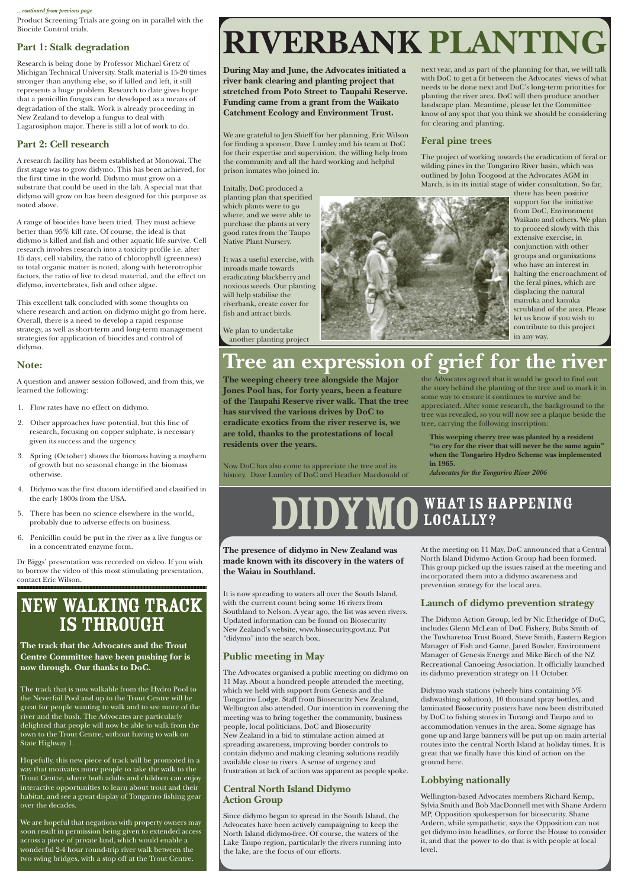*...continued from previous page*

Product Screening Trials are going on in parallel with the Biocide Control trials.

### Part 1: Stalk degradation

Research is being done by Professor Michael Gretz of Michigan Technical University. Stalk material is 15-20 times stronger than anything else, so if killed and left, it still represents a huge problem. Research to date gives hope that a penicillin fungus can be developed as a means of degradation of the stalk. Work is already proceeding in New Zealand to develop a fungus to deal with Lagarosiphon major. There is still a lot of work to do.

### Part 2: Cell research

A research facility has beem established at Monowai. The first stage was to grow didymo. This has been achieved, for the first time in the world. Didymo must grow on a substrate that could be used in the lab. A special mat that didymo will grow on has been designed for this purpose as noted above.

A range of biocides have been tried. They must achieve better than 95% kill rate. Of course, the ideal is that didymo is killed and fish and other aquatic life survive. Cell research involves research into a toxicity profile i.e. after 15 days, cell viability, the ratio of chlorophyll (greenness) to total organic matter is noted, along with heterotrophic factors, the ratio of live to dead material, and the effect on didymo, invertebrates, fish and other algae.

This excellent talk concluded with some thoughts on where research and action on didymo might go from here. Overall, there is a need to develop a rapid response strategy, as well as short-term and long-term management strategies for application of biocides and control of didymo.

### Note:

A question and answer session followed, and from this, we learned the following:

1. Flow rates have no effect on didymo.
2. Other approaches have potential, but this line of research, focusing on copper sulphate, is necessary given its success and the urgency.
3. Spring (October) shows the biomass having a mayhem of growth but no seasonal change in the biomass otherwise.
4. Didymo was the first diatom identified and classified in the early 1800s from the USA.
5. There has been no science elsewhere in the world, probably due to adverse effects on business.
6. Penicillin could be put in the river as a live fungus or in a concentrated enzyme form.

Dr Biggs' presentation was recorded on video. If you wish to borrow the video of this most stimulating presentation, contact Eric Wilson.

# NEW WALKING TRACK IS THROUGH

**The track that the Advocates and the Trout Centre Committee have been pushing for is now through. Our thanks to DoC.**

The track that is now walkable from the Hydro Pool to the Neverfail Pool and up to the Trout Centre will be great for people wanting to walk and to see more of the river and the bush. The Advocates are particularly delighted that people will now be able to walk from the town to the Trout Centre, without having to walk on State Highway 1.

Hopefully, this new piece of track will be promoted in a way that motivates more people to take the walk to the Trout Centre, where both adults and children can enjoy interactive opportunities to learn about trout and their habitat, and see a great display of Tongariro fishing gear over the decades.

We are hopeful that negations with property owners may soon result in permission being given to extended access across a piece of private land, which would enable a wonderful 2-4 hour round-trip river walk between the two swing bridges, with a stop off at the Trout Centre.

# RIVERBANK PLANTING

**During May and June, the Advocates initiated a river bank clearing and planting project that stretched from Poto Street to Taupahi Reserve. Funding came from a grant from the Waikato Catchment Ecology and Environment Trust.**

We are grateful to Jen Shieff for her planning, Eric Wilson for finding a sponsor, Dave Lumley and his team at DoC for their expertise and supervision, the willing help from the community and all the hard working and helpful prison inmates who joined in.

Initally, DoC produced a planting plan that specified which plants were to go where, and we were able to purchase the plants at very good rates from the Taupo Native Plant Nursery.

It was a useful exercise, with inroads made towards eradicating blackberry and noxious weeds. Our planting will help stabilise the riverbank, create cover for fish and attract birds.

We plan to undertake another planting project next year, and as part of the planning for that, we will talk with DoC to get a fit between the Advocates' views of what needs to be done next and DoC's long-term priorities for planting the river area. DoC will then produce another landscape plan. Meantime, please let the Committee know of any spot that you think we should be considering for clearing and planting.

### Feral pine trees

The project of working towards the eradication of feral or wilding pines in the Tongariro River basin, which was outlined by John Toogood at the Advocates AGM in March, is in its initial stage of wider consultation. So far, there has been positive support for the initiative from DoC, Environment Waikato and others. We plan to proceed slowly with this extensive exercise, in conjunction with other groups and organisations who have an interest in halting the encroachment of the feral pines, which are displacing the natural manuka and kanuka scrubland of the area. Please let us know if you wish to contribute to this project in any way.

# Tree an expression of grief for the river

**The weeping cheery tree alongside the Major Jones Pool has, for forty years, been a feature of the Taupahi Reserve river walk. That the tree has survived the various drives by DoC to eradicate exotics from the river reserve is, we are told, thanks to the protestations of local residents over the years.**

Now DoC has also come to appreciate the tree and its history. Dave Lumley of DoC and Heather Macdonald of the Advocates agreed that it would be good to find out the story behind the planting of the tree and to mark it in some way to ensure it continues to survive and be appreciated. After some research, the background to the tree was revealed, so you will now see a plaque beside the tree, carrying the following inscription:

> **This weeping cherry tree was planted by a resident "to cry for the river that will never be the same again" when the Tongariro Hydro Scheme was implemented in 1965.**
> ***Advocates for the Tongariro River 2006***

# DIDYMO WHAT IS HAPPENING LOCALLY?

**The presence of didymo in New Zealand was made known with its discovery in the waters of the Waiau in Southland.**

It is now spreading to waters all over the South Island, with the current count being some 16 rivers from Southland to Nelson. A year ago, the list was seven rivers. Updated information can be found on Biosecurity New Zealand's website, www.biosecurity.govt.nz. Put "didymo" into the search box.

### Public meeting in May

The Advocates organised a public meeting on didymo on 11 May. About a hundred people attended the meeting, which we held with support from Genesis and the Tongariro Lodge. Staff from Biosecurity New Zealand, Wellington also attended. Our intention in convening the meeting was to bring together the community, business people, local politicians, DoC and Biosecurity New Zealand in a bid to stimulate action aimed at spreading awareness, improving border controls to contain didymo and making cleaning solutions readily available close to rivers. A sense of urgency and frustration at lack of action was apparent as people spoke.

### Central North Island Didymo Action Group

Since didymo began to spread in the South Island, the Advocates have been actively campaigning to keep the North Island didymo-free. Of course, the waters of the Lake Taupo region, particularly the rivers running into the lake, are the focus of our efforts.

At the meeting on 11 May, DoC announced that a Central North Island Didymo Action Group had been formed. This group picked up the issues raised at the meeting and incorporated them into a didymo awareness and prevention strategy for the local area.

### Launch of didymo prevention strategy

The Didymo Action Group, led by Nic Etheridge of DoC, includes Glenn McLean of DoC Fishery, Bubs Smith of the Tuwharetoa Trust Board, Steve Smith, Eastern Region Manager of Fish and Game, Jared Bowler, Environment Manager of Genesis Energy and Mike Birch of the NZ Recreational Canoeing Association. It officially launched its didymo prevention strategy on 11 October.

Didymo wash stations (wheely bins containing 5% dishwashing solution), 10 thousand spray bottles, and laminated Biosecurity posters have now been distributed by DoC to fishing stores in Turangi and Taupo and to accommodation venues in the area. Some signage has gone up and large banners will be put up on main arterial routes into the central North Island at holiday times. It is great that we finally have this kind of action on the ground here.

### Lobbying nationally

Wellington-based Advocates members Richard Kemp, Sylvia Smith and Bob MacDonnell met with Shane Ardern MP, Opposition spokesperson for biosecurity. Shane Ardern, while sympathetic, says the Opposition can not get didymo into headlines, or force the House to consider it, and that the power to do that is with people at local level.